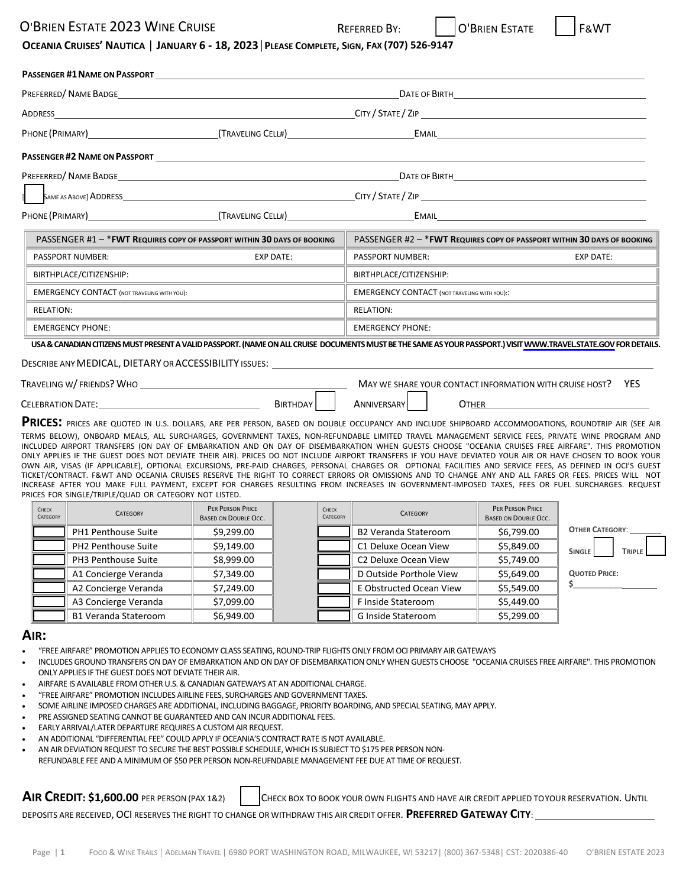# O'BRIEN ESTATE 2023 WINE CRUISE

REFERRED BY: ☐ O'BRIEN ESTATE ☐ F&WT

**OCEANIA CRUISES' NAUTICA | JANUARY 6 - 18, 2023 | PLEASE COMPLETE, SIGN, FAX (707) 526-9147**

**PASSENGER #1 NAME ON PASSPORT** ______________________________

PREFERRED/ NAME BADGE ______________________________ DATE OF BIRTH ______________________________

ADDRESS ______________________________ CITY / STATE / ZIP ______________________________

PHONE (PRIMARY) ______________ (TRAVELING CELL#) ______________ EMAIL ______________________________

**PASSENGER #2 NAME ON PASSPORT** ______________________________

PREFERRED/ NAME BADGE ______________________________ DATE OF BIRTH ______________________________

[ ☐ SAME AS ABOVE] ADDRESS ______________________________ CITY / STATE / ZIP ______________________________

PHONE (PRIMARY) ______________ (TRAVELING CELL#) ______________ EMAIL ______________________________

| PASSENGER #1 – ***FWT REQUIRES COPY OF PASSPORT WITHIN 30 DAYS OF BOOKING** | | PASSENGER #2 – ***FWT REQUIRES COPY OF PASSPORT WITHIN 30 DAYS OF BOOKING** | |
|---|---|---|---|
| PASSPORT NUMBER: | EXP DATE: | PASSPORT NUMBER: | EXP DATE: |
| BIRTHPLACE/CITIZENSHIP: | | BIRTHPLACE/CITIZENSHIP: | |
| EMERGENCY CONTACT (NOT TRAVELING WITH YOU): | | EMERGENCY CONTACT (NOT TRAVELING WITH YOU):: | |
| RELATION: | | RELATION: | |
| EMERGENCY PHONE: | | EMERGENCY PHONE: | |

**USA & CANADIAN CITIZENS MUST PRESENT A VALID PASSPORT. (NAME ON ALL CRUISE DOCUMENTS MUST BE THE SAME AS YOUR PASSPORT.) VISIT WWW.TRAVEL.STATE.GOV FOR DETAILS.**

DESCRIBE ANY MEDICAL, DIETARY OR ACCESSIBILITY ISSUES: ______________________________

TRAVELING W/ FRIENDS? WHO ______________________________ MAY WE SHARE YOUR CONTACT INFORMATION WITH CRUISE HOST? YES

CELEBRATION DATE: ______________ BIRTHDAY ☐ ANNIVERSARY ☐ OTHER ______________

**PRICES:** PRICES ARE QUOTED IN U.S. DOLLARS, ARE PER PERSON, BASED ON DOUBLE OCCUPANCY AND INCLUDE SHIPBOARD ACCOMMODATIONS, ROUNDTRIP AIR (SEE AIR TERMS BELOW), ONBOARD MEALS, ALL SURCHARGES, GOVERNMENT TAXES, NON-REFUNDABLE LIMITED TRAVEL MANAGEMENT SERVICE FEES, PRIVATE WINE PROGRAM AND INCLUDED AIRPORT TRANSFERS (ON DAY OF EMBARKATION AND ON DAY OF DISEMBARKATION WHEN GUESTS CHOOSE "OCEANIA CRUISES FREE AIRFARE". THIS PROMOTION ONLY APPLIES IF THE GUEST DOES NOT DEVIATE THEIR AIR). PRICES DO NOT INCLUDE AIRPORT TRANSFERS IF YOU HAVE DEVIATED YOUR AIR OR HAVE CHOSEN TO BOOK YOUR OWN AIR, VISAS (IF APPLICABLE), OPTIONAL EXCURSIONS, PRE-PAID CHARGES, PERSONAL CHARGES OR OPTIONAL FACILITIES AND SERVICE FEES, AS DEFINED IN OCI'S GUEST TICKET/CONTRACT. F&WT AND OCEANIA CRUISES RESERVE THE RIGHT TO CORRECT ERRORS OR OMISSIONS AND TO CHANGE ANY AND ALL FARES OR FEES. PRICES WILL NOT INCREASE AFTER YOU MAKE FULL PAYMENT, EXCEPT FOR CHARGES RESULTING FROM INCREASES IN GOVERNMENT-IMPOSED TAXES, FEES OR FUEL SURCHARGES. REQUEST PRICES FOR SINGLE/TRIPLE/QUAD OR CATEGORY NOT LISTED.

| CHECK CATEGORY | CATEGORY | PER PERSON PRICE BASED ON DOUBLE OCC. | CHECK CATEGORY | CATEGORY | PER PERSON PRICE BASED ON DOUBLE OCC. |
|---|---|---|---|---|---|
| ☐ | PH1 Penthouse Suite | $9,299.00 | ☐ | B2 Veranda Stateroom | $6,799.00 |
| ☐ | PH2 Penthouse Suite | $9,149.00 | ☐ | C1 Deluxe Ocean View | $5,849.00 |
| ☐ | PH3 Penthouse Suite | $8,999.00 | ☐ | C2 Deluxe Ocean View | $5,749.00 |
| ☐ | A1 Concierge Veranda | $7,349.00 | ☐ | D Outside Porthole View | $5,649.00 |
| ☐ | A2 Concierge Veranda | $7,249.00 | ☐ | E Obstructed Ocean View | $5,549.00 |
| ☐ | A3 Concierge Veranda | $7,099.00 | ☐ | F Inside Stateroom | $5,449.00 |
| ☐ | B1 Veranda Stateroom | $6,949.00 | ☐ | G Inside Stateroom | $5,299.00 |

**OTHER CATEGORY**: _______

**SINGLE** ☐ **TRIPLE** ☐

**QUOTED PRICE:** $__________________

## AIR:

- "FREE AIRFARE" PROMOTION APPLIES TO ECONOMY CLASS SEATING, ROUND-TRIP FLIGHTS ONLY FROM OCI PRIMARY AIR GATEWAYS
- INCLUDES GROUND TRANSFERS ON DAY OF EMBARKATION AND ON DAY OF DISEMBARKATION ONLY WHEN GUESTS CHOOSE "OCEANIA CRUISES FREE AIRFARE". THIS PROMOTION ONLY APPLIES IF THE GUEST DOES NOT DEVIATE THEIR AIR.
- AIRFARE IS AVAILABLE FROM OTHER U.S. & CANADIAN GATEWAYS AT AN ADDITIONAL CHARGE.
- "FREE AIRFARE" PROMOTION INCLUDES AIRLINE FEES, SURCHARGES AND GOVERNMENT TAXES.
- SOME AIRLINE IMPOSED CHARGES ARE ADDITIONAL, INCLUDING BAGGAGE, PRIORITY BOARDING, AND SPECIAL SEATING, MAY APPLY.
- PRE ASSIGNED SEATING CANNOT BE GUARANTEED AND CAN INCUR ADDITIONAL FEES.
- EARLY ARRIVAL/LATER DEPARTURE REQUIRES A CUSTOM AIR REQUEST.
- AN ADDITIONAL "DIFFERENTIAL FEE" COULD APPLY IF OCEANIA'S CONTRACT RATE IS NOT AVAILABLE.
- AN AIR DEVIATION REQUEST TO SECURE THE BEST POSSIBLE SCHEDULE, WHICH IS SUBJECT TO $175 PER PERSON NON-REFUNDABLE FEE AND A MINIMUM OF $50 PER PERSON NON-REUFNDABLE MANAGEMENT FEE DUE AT TIME OF REQUEST.

**AIR CREDIT: $1,600.00** PER PERSON (PAX 1&2) ☐ CHECK BOX TO BOOK YOUR OWN FLIGHTS AND HAVE AIR CREDIT APPLIED TO YOUR RESERVATION. UNTIL DEPOSITS ARE RECEIVED, OCI RESERVES THE RIGHT TO CHANGE OR WITHDRAW THIS AIR CREDIT OFFER. **PREFERRED GATEWAY CITY**: ______________________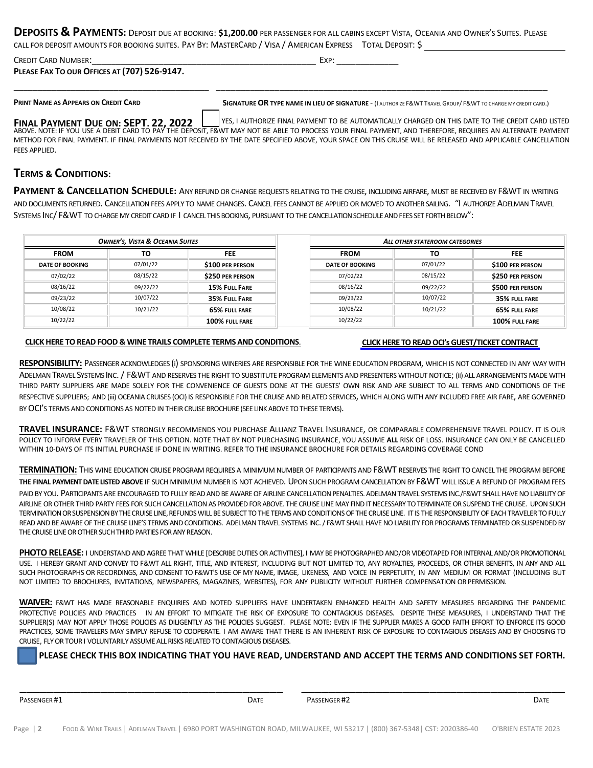**DEPOSITS & PAYMENTS:** DEPOSIT DUE AT BOOKING: **$1,200.00** PER PASSENGER FOR ALL CABINS EXCEPT VISTA, OCEANIA AND OWNER'S SUITES. PLEASE CALL FOR DEPOSIT AMOUNTS FOR BOOKING SUITES. PAY BY: MASTERCARD / VISA / AMERICAN EXPRESS TOTAL DEPOSIT: $ ____________________

CREDIT CARD NUMBER: ________________________________________ EXP: ____________

**PLEASE FAX TO OUR OFFICES AT (707) 526-9147.**

________________________________________ ________________________________________

**PRINT NAME AS APPEARS ON CREDIT CARD** **SIGNATURE OR TYPE NAME IN LIEU OF SIGNATURE** - (I AUTHORIZE F&WT TRAVEL GROUP/ F&WT TO CHARGE MY CREDIT CARD.)

**FINAL PAYMENT DUE ON: SEPT. 22, 2022** ☐ YES, I AUTHORIZE FINAL PAYMENT TO BE AUTOMATICALLY CHARGED ON THIS DATE TO THE CREDIT CARD LISTED ABOVE. NOTE: IF YOU USE A DEBIT CARD TO PAY THE DEPOSIT, F&WT MAY NOT BE ABLE TO PROCESS YOUR FINAL PAYMENT, AND THEREFORE, REQUIRES AN ALTERNATE PAYMENT METHOD FOR FINAL PAYMENT. IF FINAL PAYMENTS NOT RECEIVED BY THE DATE SPECIFIED ABOVE, YOUR SPACE ON THIS CRUISE WILL BE RELEASED AND APPLICABLE CANCELLATION FEES APPLIED.

## TERMS & CONDITIONS:

**PAYMENT & CANCELLATION SCHEDULE:** ANY REFUND OR CHANGE REQUESTS RELATING TO THE CRUISE, INCLUDING AIRFARE, MUST BE RECEIVED BY F&WT IN WRITING AND DOCUMENTS RETURNED. CANCELLATION FEES APPLY TO NAME CHANGES. CANCEL FEES CANNOT BE APPLIED OR MOVED TO ANOTHER SAILING. "I AUTHORIZE ADELMAN TRAVEL SYSTEMS INC/ F&WT TO CHARGE MY CREDIT CARD IF I CANCEL THIS BOOKING, PURSUANT TO THE CANCELLATION SCHEDULE AND FEES SET FORTH BELOW":

| *OWNER'S, VISTA & OCEANIA SUITES* | | |
|---|---|---|
| **FROM** | **TO** | **FEE** |
| **DATE OF BOOKING** | 07/01/22 | **$100 PER PERSON** |
| 07/02/22 | 08/15/22 | **$250 PER PERSON** |
| 08/16/22 | 09/22/22 | **15% FULL FARE** |
| 09/23/22 | 10/07/22 | **35% FULL FARE** |
| 10/08/22 | 10/21/22 | **65% FULL FARE** |
| 10/22/22 | | **100% FULL FARE** |

| *ALL OTHER STATEROOM CATEGORIES* | | |
|---|---|---|
| **FROM** | **TO** | **FEE** |
| **DATE OF BOOKING** | 07/01/22 | **$100 PER PERSON** |
| 07/02/22 | 08/15/22 | **$250 PER PERSON** |
| 08/16/22 | 09/22/22 | **$500 PER PERSON** |
| 09/23/22 | 10/07/22 | **35% FULL FARE** |
| 10/08/22 | 10/21/22 | **65% FULL FARE** |
| 10/22/22 | | **100% FULL FARE** |

**CLICK HERE TO READ FOOD & WINE TRAILS COMPLETE TERMS AND CONDITIONS.**

**CLICK HERE TO READ OCI's GUEST/TICKET CONTRACT**

**RESPONSIBILITY:** PASSENGER ACKNOWLEDGES (I) SPONSORING WINERIES ARE RESPONSIBLE FOR THE WINE EDUCATION PROGRAM, WHICH IS NOT CONNECTED IN ANY WAY WITH ADELMAN TRAVEL SYSTEMS INC. / F&WT AND RESERVES THE RIGHT TO SUBSTITUTE PROGRAM ELEMENTS AND PRESENTERS WITHOUT NOTICE; (II) ALL ARRANGEMENTS MADE WITH THIRD PARTY SUPPLIERS ARE MADE SOLELY FOR THE CONVENIENCE OF GUESTS DONE AT THE GUESTS' OWN RISK AND ARE SUBJECT TO ALL TERMS AND CONDITIONS OF THE RESPECTIVE SUPPLIERS; AND (III) OCEANIA CRUISES (OCI) IS RESPONSIBLE FOR THE CRUISE AND RELATED SERVICES, WHICH ALONG WITH ANY INCLUDED FREE AIR FARE, ARE GOVERNED BY OCI'S TERMS AND CONDITIONS AS NOTED IN THEIR CRUISE BROCHURE (SEE LINK ABOVE TO THESE TERMS).

**TRAVEL INSURANCE:** F&WT STRONGLY RECOMMENDS YOU PURCHASE ALLIANZ TRAVEL INSURANCE, OR COMPARABLE COMPREHENSIVE TRAVEL POLICY. IT IS OUR POLICY TO INFORM EVERY TRAVELER OF THIS OPTION. NOTE THAT BY NOT PURCHASING INSURANCE, YOU ASSUME **ALL** RISK OF LOSS. INSURANCE CAN ONLY BE CANCELLED WITHIN 10-DAYS OF ITS INITIAL PURCHASE IF DONE IN WRITING. REFER TO THE INSURANCE BROCHURE FOR DETAILS REGARDING COVERAGE COND

**TERMINATION:** THIS WINE EDUCATION CRUISE PROGRAM REQUIRES A MINIMUM NUMBER OF PARTICIPANTS AND F&WT RESERVES THE RIGHT TO CANCEL THE PROGRAM BEFORE **THE FINAL PAYMENT DATE LISTED ABOVE** IF SUCH MINIMUM NUMBER IS NOT ACHIEVED. UPON SUCH PROGRAM CANCELLATION BY F&WT WILL ISSUE A REFUND OF PROGRAM FEES PAID BY YOU. PARTICIPANTS ARE ENCOURAGED TO FULLY READ AND BE AWARE OF AIRLINE CANCELLATION PENALTIES. ADELMAN TRAVEL SYSTEMS INC./F&WT SHALL HAVE NO LIABILITY OF AIRLINE OR OTHER THIRD PARTY FEES FOR SUCH CANCELLATION AS PROVIDED FOR ABOVE. THE CRUISE LINE MAY FIND IT NECESSARY TO TERMINATE OR SUSPEND THE CRUISE. UPON SUCH TERMINATION OR SUSPENSION BY THE CRUISE LINE, REFUNDS WILL BE SUBJECT TO THE TERMS AND CONDITIONS OF THE CRUISE LINE. IT IS THE RESPONSIBILITY OF EACH TRAVELER TO FULLY READ AND BE AWARE OF THE CRUISE LINE'S TERMS AND CONDITIONS. ADELMAN TRAVEL SYSTEMS INC. / F&WT SHALL HAVE NO LIABILITY FOR PROGRAMS TERMINATED OR SUSPENDED BY THE CRUISE LINE OR OTHER SUCH THIRD PARTIES FOR ANY REASON.

**PHOTO RELEASE:** I UNDERSTAND AND AGREE THAT WHILE [DESCRIBE DUTIES OR ACTIVITIES], **I** MAY BE PHOTOGRAPHED AND/OR VIDEOTAPED FOR INTERNAL AND/OR PROMOTIONAL USE. I HEREBY GRANT AND CONVEY TO F&WT ALL RIGHT, TITLE, AND INTEREST, INCLUDING BUT NOT LIMITED TO, ANY ROYALTIES, PROCEEDS, OR OTHER BENEFITS, IN ANY AND ALL SUCH PHOTOGRAPHS OR RECORDINGS, AND CONSENT TO F&WT'S USE OF MY NAME, IMAGE, LIKENESS, AND VOICE IN PERPETUITY, IN ANY MEDIUM OR FORMAT (INCLUDING BUT NOT LIMITED TO BROCHURES, INVITATIONS, NEWSPAPERS, MAGAZINES, WEBSITES), FOR ANY PUBLICITY WITHOUT FURTHER COMPENSATION OR PERMISSION.

**WAIVER:** F&WT HAS MADE REASONABLE ENQUIRIES AND NOTED SUPPLIERS HAVE UNDERTAKEN ENHANCED HEALTH AND SAFETY MEASURES REGARDING THE PANDEMIC PROTECTIVE POLICIES AND PRACTICES IN AN EFFORT TO MITIGATE THE RISK OF EXPOSURE TO CONTAGIOUS DISEASES. DESPITE THESE MEASURES, I UNDERSTAND THAT THE SUPPLIER(S) MAY NOT APPLY THOSE POLICIES AS DILIGENTLY AS THE POLICIES SUGGEST. PLEASE NOTE: EVEN IF THE SUPPLIER MAKES A GOOD FAITH EFFORT TO ENFORCE ITS GOOD PRACTICES, SOME TRAVELERS MAY SIMPLY REFUSE TO COOPERATE. I AM AWARE THAT THERE IS AN INHERENT RISK OF EXPOSURE TO CONTAGIOUS DISEASES AND BY CHOOSING TO CRUISE, FLY OR TOUR I VOLUNTARILY ASSUME ALL RISKS RELATED TO CONTAGIOUS DISEASES.

☐ **PLEASE CHECK THIS BOX INDICATING THAT YOU HAVE READ, UNDERSTAND AND ACCEPT THE TERMS AND CONDITIONS SET FORTH.**

________________________________________ ________________________________________

PASSENGER #1 DATE PASSENGER #2 DATE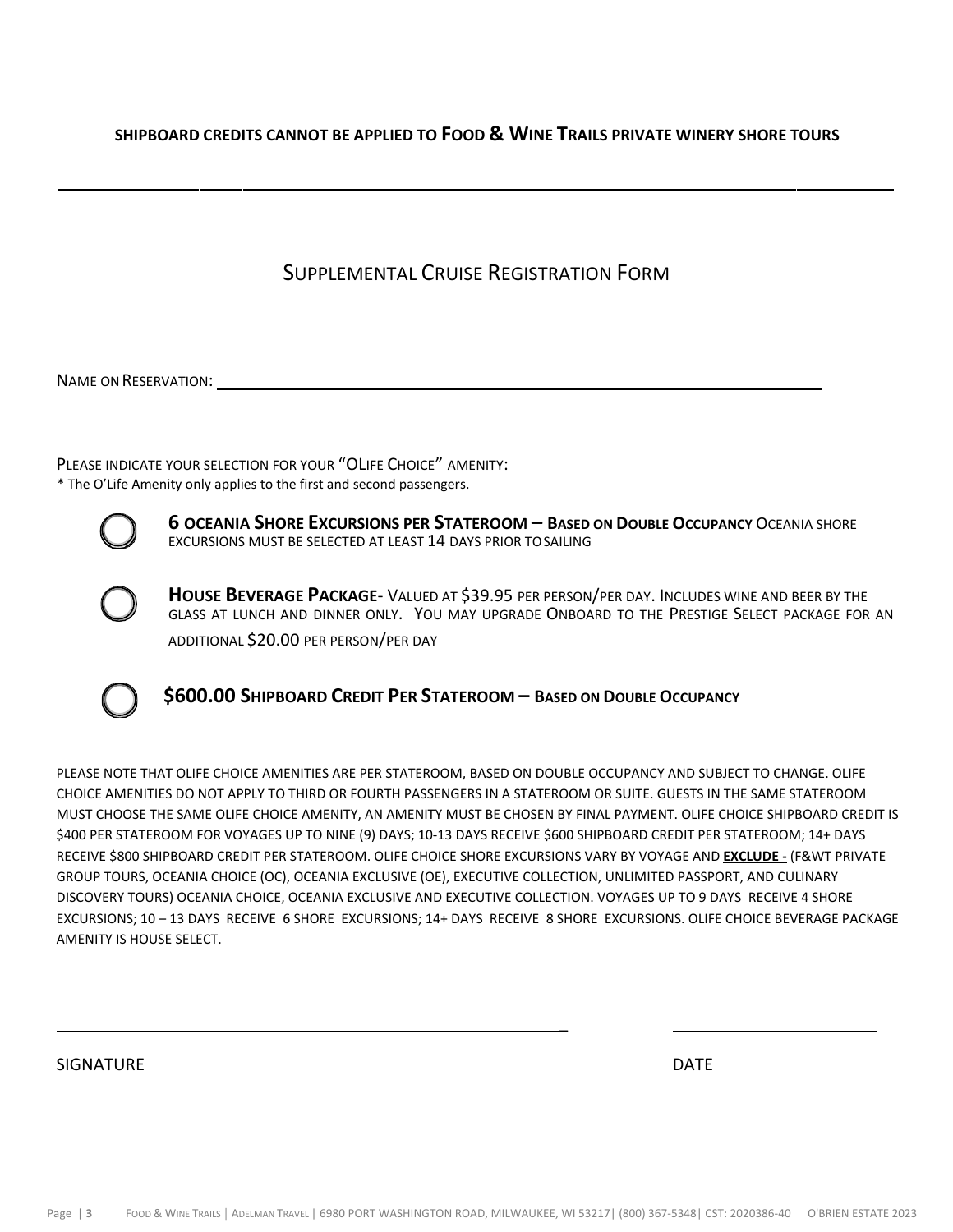**SHIPBOARD CREDITS CANNOT BE APPLIED TO FOOD & WINE TRAILS PRIVATE WINERY SHORE TOURS**

---

# SUPPLEMENTAL CRUISE REGISTRATION FORM

NAME ON RESERVATION: ______________________________________________

PLEASE INDICATE YOUR SELECTION FOR YOUR "OLIFE CHOICE" AMENITY:
* The O'Life Amenity only applies to the first and second passengers.

- ◯ **6 OCEANIA SHORE EXCURSIONS PER STATEROOM – BASED ON DOUBLE OCCUPANCY** OCEANIA SHORE EXCURSIONS MUST BE SELECTED AT LEAST 14 DAYS PRIOR TO SAILING

- ◯ **HOUSE BEVERAGE PACKAGE**- VALUED AT $39.95 PER PERSON/PER DAY. INCLUDES WINE AND BEER BY THE GLASS AT LUNCH AND DINNER ONLY. YOU MAY UPGRADE ONBOARD TO THE PRESTIGE SELECT PACKAGE FOR AN ADDITIONAL $20.00 PER PERSON/PER DAY

- ◯ **$600.00 SHIPBOARD CREDIT PER STATEROOM – BASED ON DOUBLE OCCUPANCY**

PLEASE NOTE THAT OLIFE CHOICE AMENITIES ARE PER STATEROOM, BASED ON DOUBLE OCCUPANCY AND SUBJECT TO CHANGE. OLIFE CHOICE AMENITIES DO NOT APPLY TO THIRD OR FOURTH PASSENGERS IN A STATEROOM OR SUITE. GUESTS IN THE SAME STATEROOM MUST CHOOSE THE SAME OLIFE CHOICE AMENITY, AN AMENITY MUST BE CHOSEN BY FINAL PAYMENT. OLIFE CHOICE SHIPBOARD CREDIT IS $400 PER STATEROOM FOR VOYAGES UP TO NINE (9) DAYS; 10-13 DAYS RECEIVE $600 SHIPBOARD CREDIT PER STATEROOM; 14+ DAYS RECEIVE $800 SHIPBOARD CREDIT PER STATEROOM. OLIFE CHOICE SHORE EXCURSIONS VARY BY VOYAGE AND **EXCLUDE -** (F&WT PRIVATE GROUP TOURS, OCEANIA CHOICE (OC), OCEANIA EXCLUSIVE (OE), EXECUTIVE COLLECTION, UNLIMITED PASSPORT, AND CULINARY DISCOVERY TOURS) OCEANIA CHOICE, OCEANIA EXCLUSIVE AND EXECUTIVE COLLECTION. VOYAGES UP TO 9 DAYS RECEIVE 4 SHORE EXCURSIONS; 10 – 13 DAYS RECEIVE 6 SHORE EXCURSIONS; 14+ DAYS RECEIVE 8 SHORE EXCURSIONS. OLIFE CHOICE BEVERAGE PACKAGE AMENITY IS HOUSE SELECT.

______________________________________________ ____________________

SIGNATURE DATE